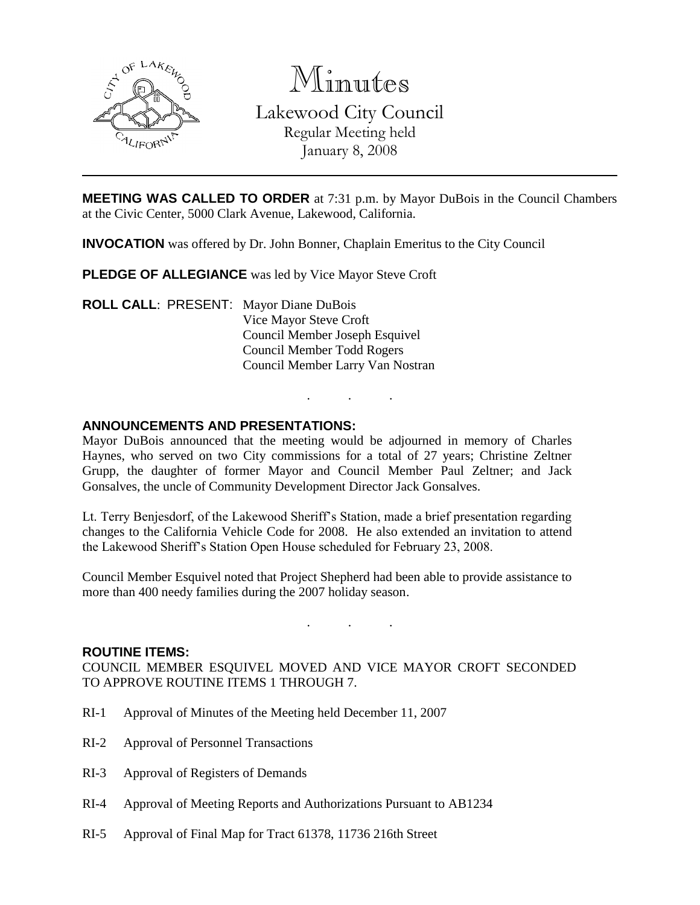# Minutes

Lakewood City Council
Regular Meeting held
January 8, 2008

---

**MEETING WAS CALLED TO ORDER** at 7:31 p.m. by Mayor DuBois in the Council Chambers at the Civic Center, 5000 Clark Avenue, Lakewood, California.

**INVOCATION** was offered by Dr. John Bonner, Chaplain Emeritus to the City Council

**PLEDGE OF ALLEGIANCE** was led by Vice Mayor Steve Croft

**ROLL CALL**: PRESENT: Mayor Diane DuBois
Vice Mayor Steve Croft
Council Member Joseph Esquivel
Council Member Todd Rogers
Council Member Larry Van Nostran

. . .

**ANNOUNCEMENTS AND PRESENTATIONS:**

Mayor DuBois announced that the meeting would be adjourned in memory of Charles Haynes, who served on two City commissions for a total of 27 years; Christine Zeltner Grupp, the daughter of former Mayor and Council Member Paul Zeltner; and Jack Gonsalves, the uncle of Community Development Director Jack Gonsalves.

Lt. Terry Benjesdorf, of the Lakewood Sheriff's Station, made a brief presentation regarding changes to the California Vehicle Code for 2008. He also extended an invitation to attend the Lakewood Sheriff's Station Open House scheduled for February 23, 2008.

Council Member Esquivel noted that Project Shepherd had been able to provide assistance to more than 400 needy families during the 2007 holiday season.

. . .

**ROUTINE ITEMS:**

COUNCIL MEMBER ESQUIVEL MOVED AND VICE MAYOR CROFT SECONDED TO APPROVE ROUTINE ITEMS 1 THROUGH 7.

RI-1 Approval of Minutes of the Meeting held December 11, 2007

RI-2 Approval of Personnel Transactions

RI-3 Approval of Registers of Demands

RI-4 Approval of Meeting Reports and Authorizations Pursuant to AB1234

RI-5 Approval of Final Map for Tract 61378, 11736 216th Street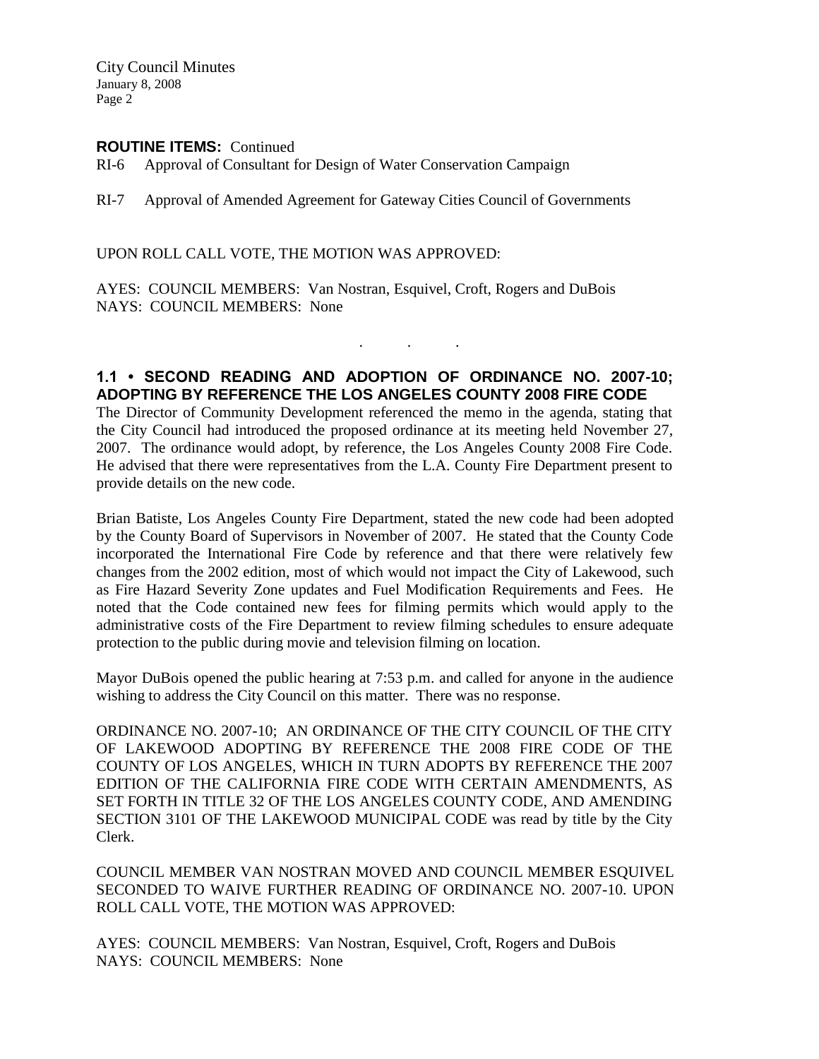**ROUTINE ITEMS:** Continued

RI-6 Approval of Consultant for Design of Water Conservation Campaign

RI-7 Approval of Amended Agreement for Gateway Cities Council of Governments

UPON ROLL CALL VOTE, THE MOTION WAS APPROVED:

AYES: COUNCIL MEMBERS: Van Nostran, Esquivel, Croft, Rogers and DuBois
NAYS: COUNCIL MEMBERS: None

. . .

## 1.1 • SECOND READING AND ADOPTION OF ORDINANCE NO. 2007-10; ADOPTING BY REFERENCE THE LOS ANGELES COUNTY 2008 FIRE CODE

The Director of Community Development referenced the memo in the agenda, stating that the City Council had introduced the proposed ordinance at its meeting held November 27, 2007. The ordinance would adopt, by reference, the Los Angeles County 2008 Fire Code. He advised that there were representatives from the L.A. County Fire Department present to provide details on the new code.

Brian Batiste, Los Angeles County Fire Department, stated the new code had been adopted by the County Board of Supervisors in November of 2007. He stated that the County Code incorporated the International Fire Code by reference and that there were relatively few changes from the 2002 edition, most of which would not impact the City of Lakewood, such as Fire Hazard Severity Zone updates and Fuel Modification Requirements and Fees. He noted that the Code contained new fees for filming permits which would apply to the administrative costs of the Fire Department to review filming schedules to ensure adequate protection to the public during movie and television filming on location.

Mayor DuBois opened the public hearing at 7:53 p.m. and called for anyone in the audience wishing to address the City Council on this matter. There was no response.

ORDINANCE NO. 2007-10; AN ORDINANCE OF THE CITY COUNCIL OF THE CITY OF LAKEWOOD ADOPTING BY REFERENCE THE 2008 FIRE CODE OF THE COUNTY OF LOS ANGELES, WHICH IN TURN ADOPTS BY REFERENCE THE 2007 EDITION OF THE CALIFORNIA FIRE CODE WITH CERTAIN AMENDMENTS, AS SET FORTH IN TITLE 32 OF THE LOS ANGELES COUNTY CODE, AND AMENDING SECTION 3101 OF THE LAKEWOOD MUNICIPAL CODE was read by title by the City Clerk.

COUNCIL MEMBER VAN NOSTRAN MOVED AND COUNCIL MEMBER ESQUIVEL SECONDED TO WAIVE FURTHER READING OF ORDINANCE NO. 2007-10. UPON ROLL CALL VOTE, THE MOTION WAS APPROVED:

AYES: COUNCIL MEMBERS: Van Nostran, Esquivel, Croft, Rogers and DuBois
NAYS: COUNCIL MEMBERS: None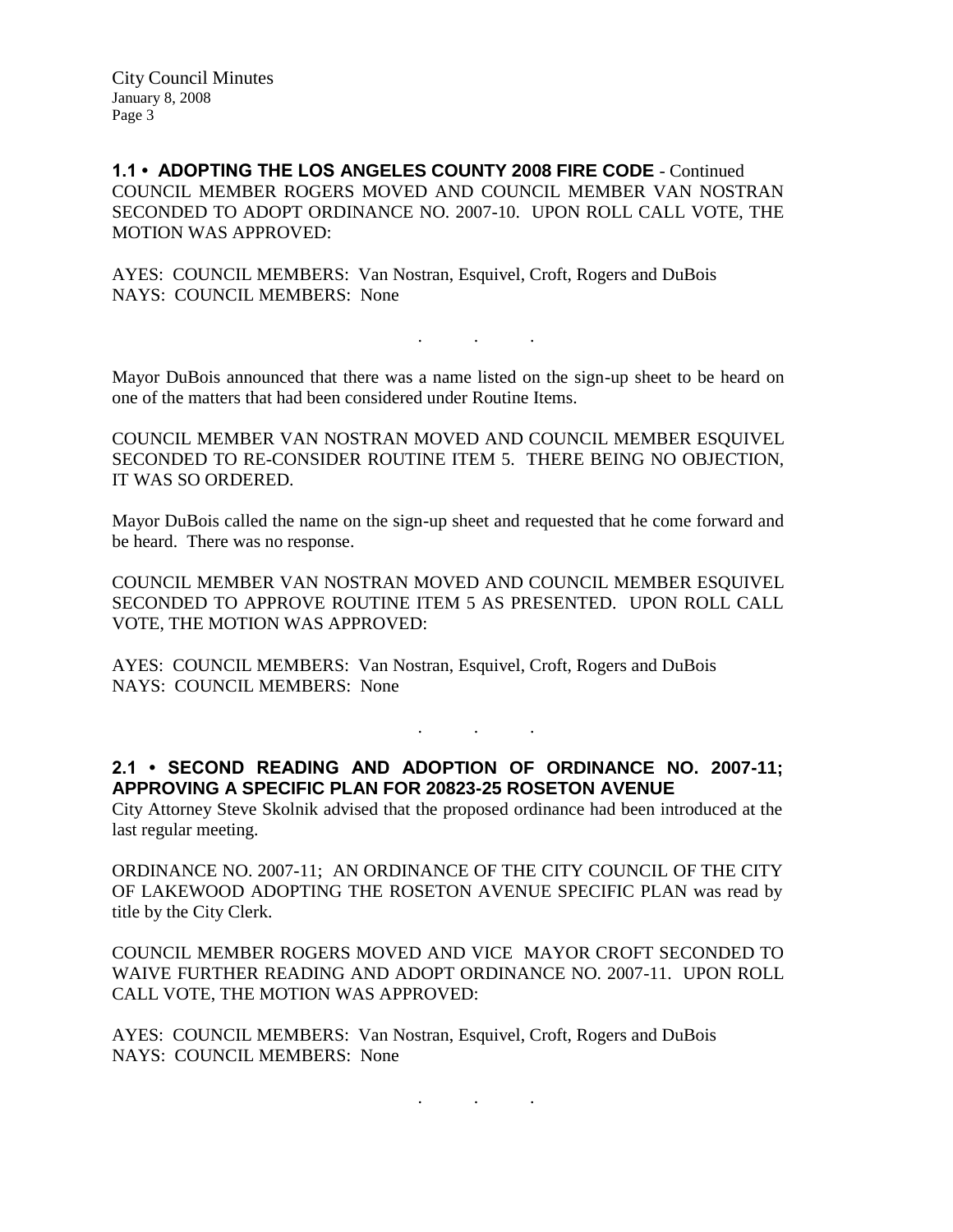**1.1 • ADOPTING THE LOS ANGELES COUNTY 2008 FIRE CODE** - Continued
COUNCIL MEMBER ROGERS MOVED AND COUNCIL MEMBER VAN NOSTRAN SECONDED TO ADOPT ORDINANCE NO. 2007-10. UPON ROLL CALL VOTE, THE MOTION WAS APPROVED:

AYES: COUNCIL MEMBERS: Van Nostran, Esquivel, Croft, Rogers and DuBois
NAYS: COUNCIL MEMBERS: None

. . .

Mayor DuBois announced that there was a name listed on the sign-up sheet to be heard on one of the matters that had been considered under Routine Items.

COUNCIL MEMBER VAN NOSTRAN MOVED AND COUNCIL MEMBER ESQUIVEL SECONDED TO RE-CONSIDER ROUTINE ITEM 5. THERE BEING NO OBJECTION, IT WAS SO ORDERED.

Mayor DuBois called the name on the sign-up sheet and requested that he come forward and be heard. There was no response.

COUNCIL MEMBER VAN NOSTRAN MOVED AND COUNCIL MEMBER ESQUIVEL SECONDED TO APPROVE ROUTINE ITEM 5 AS PRESENTED. UPON ROLL CALL VOTE, THE MOTION WAS APPROVED:

AYES: COUNCIL MEMBERS: Van Nostran, Esquivel, Croft, Rogers and DuBois
NAYS: COUNCIL MEMBERS: None

. . .

**2.1 • SECOND READING AND ADOPTION OF ORDINANCE NO. 2007-11; APPROVING A SPECIFIC PLAN FOR 20823-25 ROSETON AVENUE**
City Attorney Steve Skolnik advised that the proposed ordinance had been introduced at the last regular meeting.

ORDINANCE NO. 2007-11; AN ORDINANCE OF THE CITY COUNCIL OF THE CITY OF LAKEWOOD ADOPTING THE ROSETON AVENUE SPECIFIC PLAN was read by title by the City Clerk.

COUNCIL MEMBER ROGERS MOVED AND VICE MAYOR CROFT SECONDED TO WAIVE FURTHER READING AND ADOPT ORDINANCE NO. 2007-11. UPON ROLL CALL VOTE, THE MOTION WAS APPROVED:

AYES: COUNCIL MEMBERS: Van Nostran, Esquivel, Croft, Rogers and DuBois
NAYS: COUNCIL MEMBERS: None

. . .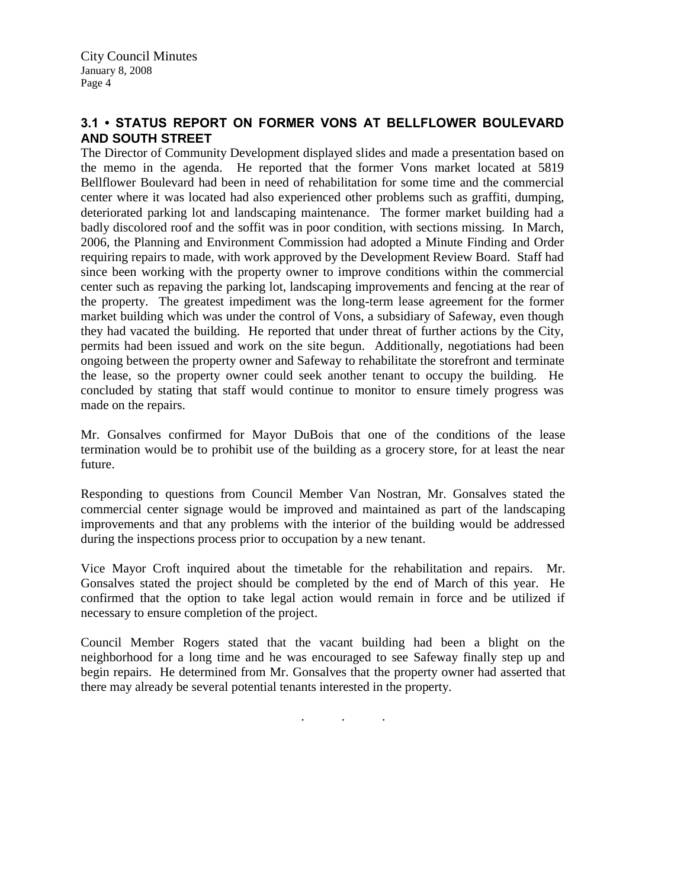### 3.1 • STATUS REPORT ON FORMER VONS AT BELLFLOWER BOULEVARD AND SOUTH STREET

The Director of Community Development displayed slides and made a presentation based on the memo in the agenda. He reported that the former Vons market located at 5819 Bellflower Boulevard had been in need of rehabilitation for some time and the commercial center where it was located had also experienced other problems such as graffiti, dumping, deteriorated parking lot and landscaping maintenance. The former market building had a badly discolored roof and the soffit was in poor condition, with sections missing. In March, 2006, the Planning and Environment Commission had adopted a Minute Finding and Order requiring repairs to made, with work approved by the Development Review Board. Staff had since been working with the property owner to improve conditions within the commercial center such as repaving the parking lot, landscaping improvements and fencing at the rear of the property. The greatest impediment was the long-term lease agreement for the former market building which was under the control of Vons, a subsidiary of Safeway, even though they had vacated the building. He reported that under threat of further actions by the City, permits had been issued and work on the site begun. Additionally, negotiations had been ongoing between the property owner and Safeway to rehabilitate the storefront and terminate the lease, so the property owner could seek another tenant to occupy the building. He concluded by stating that staff would continue to monitor to ensure timely progress was made on the repairs.

Mr. Gonsalves confirmed for Mayor DuBois that one of the conditions of the lease termination would be to prohibit use of the building as a grocery store, for at least the near future.

Responding to questions from Council Member Van Nostran, Mr. Gonsalves stated the commercial center signage would be improved and maintained as part of the landscaping improvements and that any problems with the interior of the building would be addressed during the inspections process prior to occupation by a new tenant.

Vice Mayor Croft inquired about the timetable for the rehabilitation and repairs. Mr. Gonsalves stated the project should be completed by the end of March of this year. He confirmed that the option to take legal action would remain in force and be utilized if necessary to ensure completion of the project.

Council Member Rogers stated that the vacant building had been a blight on the neighborhood for a long time and he was encouraged to see Safeway finally step up and begin repairs. He determined from Mr. Gonsalves that the property owner had asserted that there may already be several potential tenants interested in the property.

. . .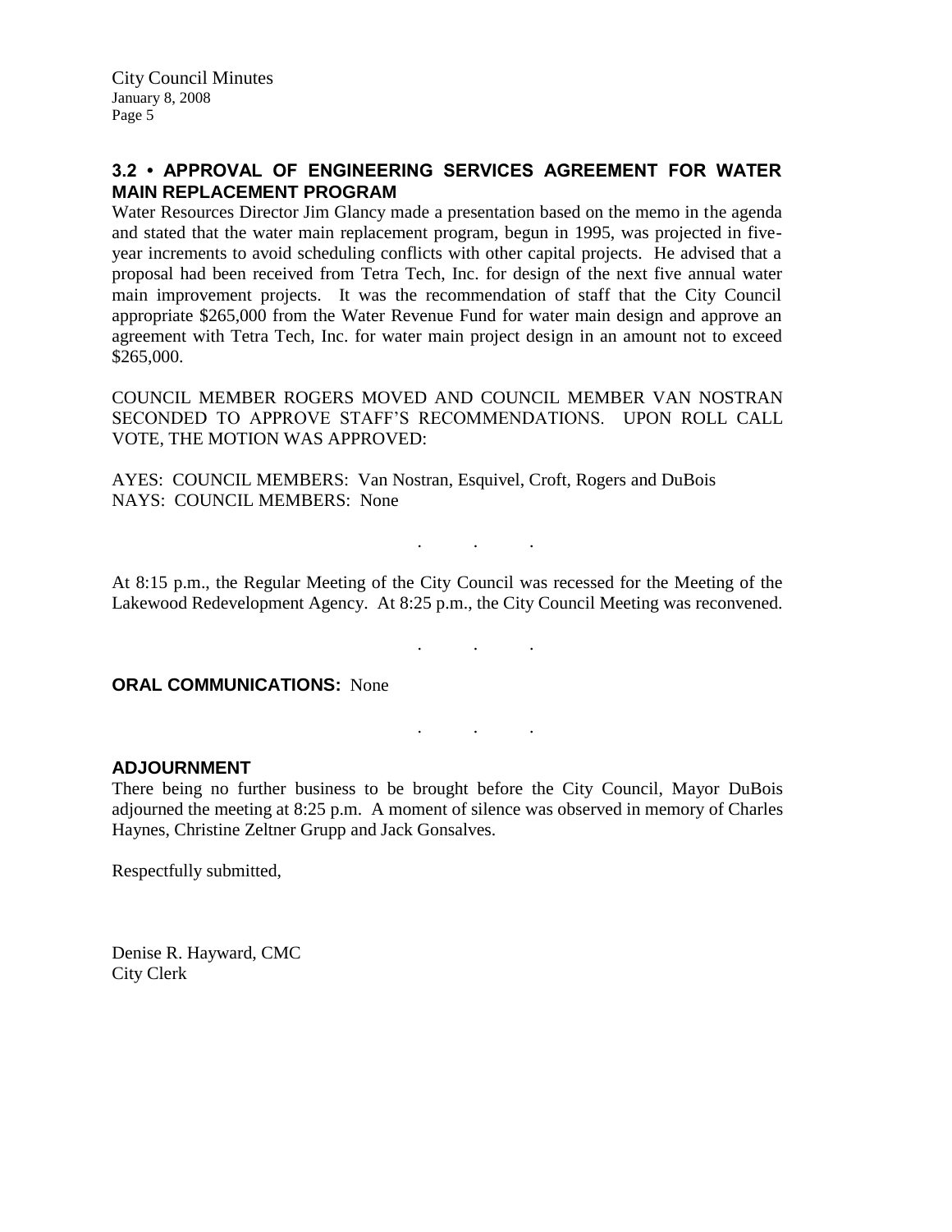## 3.2 • APPROVAL OF ENGINEERING SERVICES AGREEMENT FOR WATER MAIN REPLACEMENT PROGRAM

Water Resources Director Jim Glancy made a presentation based on the memo in the agenda and stated that the water main replacement program, begun in 1995, was projected in five-year increments to avoid scheduling conflicts with other capital projects. He advised that a proposal had been received from Tetra Tech, Inc. for design of the next five annual water main improvement projects. It was the recommendation of staff that the City Council appropriate $265,000 from the Water Revenue Fund for water main design and approve an agreement with Tetra Tech, Inc. for water main project design in an amount not to exceed $265,000.

COUNCIL MEMBER ROGERS MOVED AND COUNCIL MEMBER VAN NOSTRAN SECONDED TO APPROVE STAFF'S RECOMMENDATIONS. UPON ROLL CALL VOTE, THE MOTION WAS APPROVED:

AYES: COUNCIL MEMBERS: Van Nostran, Esquivel, Croft, Rogers and DuBois
NAYS: COUNCIL MEMBERS: None

. . .

At 8:15 p.m., the Regular Meeting of the City Council was recessed for the Meeting of the Lakewood Redevelopment Agency. At 8:25 p.m., the City Council Meeting was reconvened.

. . .

**ORAL COMMUNICATIONS:** None

. . .

## ADJOURNMENT

There being no further business to be brought before the City Council, Mayor DuBois adjourned the meeting at 8:25 p.m. A moment of silence was observed in memory of Charles Haynes, Christine Zeltner Grupp and Jack Gonsalves.

Respectfully submitted,

Denise R. Hayward, CMC
City Clerk